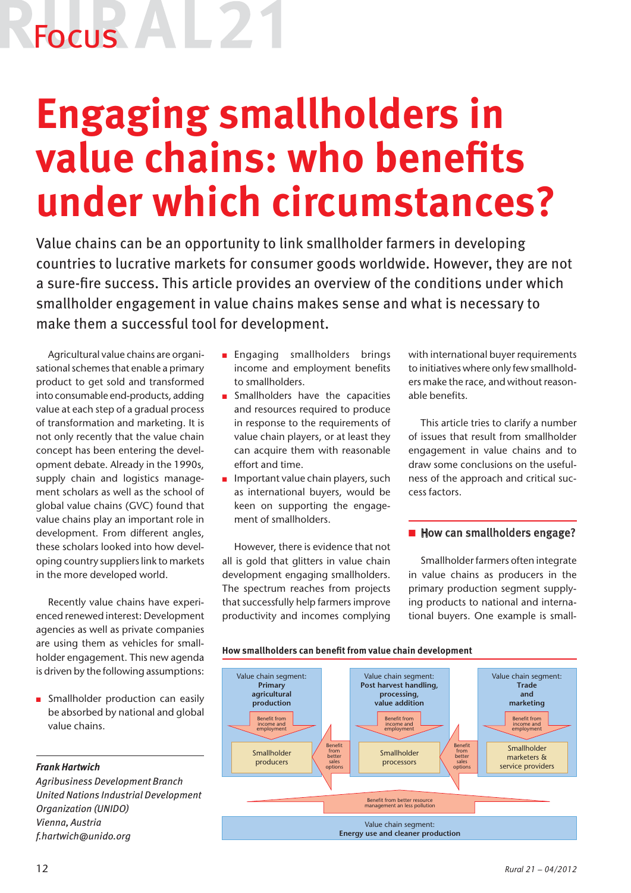# Engaging smallholders in value chains: who benefits under which circumstances?

Value chains can be an opportunity to link smallholder farmers in developing countries to lucrative markets for consumer goods worldwide. However, they are not a sure-fire success. This article provides an overview of the conditions under which smallholder engagement in value chains makes sense and what is necessary to make them a successful tool for development.

Agricultural value chains are organisational schemes that enable a primary product to get sold and transformed into consumable end-products, adding value at each step of a gradual process of transformation and marketing. It is not only recently that the value chain concept has been entering the development debate. Already in the 1990s, supply chain and logistics management scholars as well as the school of global value chains (GVC) found that value chains play an important role in development. From different angles, these scholars looked into how developing country suppliers link to markets in the more developed world.

Recently value chains have experienced renewed interest: Development agencies as well as private companies are using them as vehicles for smallholder engagement. This new agenda is driven by the following assumptions:

- Smallholder production can easily be absorbed by national and global value chains.
- Engaging smallholders brings income and employment benefits to smallholders.
- Smallholders have the capacities and resources required to produce in response to the requirements of value chain players, or at least they can acquire them with reasonable effort and time.
- Important value chain players, such as international buyers, would be keen on supporting the engagement of smallholders.

However, there is evidence that not all is gold that glitters in value chain development engaging smallholders. The spectrum reaches from projects that successfully help farmers improve productivity and incomes complying with international buyer requirements to initiatives where only few smallholders make the race, and without reasonable benefits.

This article tries to clarify a number of issues that result from smallholder engagement in value chains and to draw some conclusions on the usefulness of the approach and critical success factors.

## How can smallholders engage?

Smallholder farmers often integrate in value chains as producers in the primary production segment supplying products to national and international buyers. One example is small-

***Frank Hartwich***
*Agribusiness Development Branch*
*United Nations Industrial Development Organization (UNIDO)*
*Vienna, Austria*
*f.hartwich@unido.org*

**How smallholders can benefit from value chain development**

| Value chain segment: **Primary agricultural production** | | Value chain segment: **Post harvest handling, processing, value addition** | | Value chain segment: **Trade and marketing** |
|---|---|---|---|---|
| Benefit from income and employment | | Benefit from income and employment | | Benefit from income and employment |
| Smallholder producers | Benefit from better sales options | Smallholder processors | Benefit from better sales options | Smallholder marketers & service providers |

Benefit from better resource management an less pollution

Value chain segment: **Energy use and cleaner production**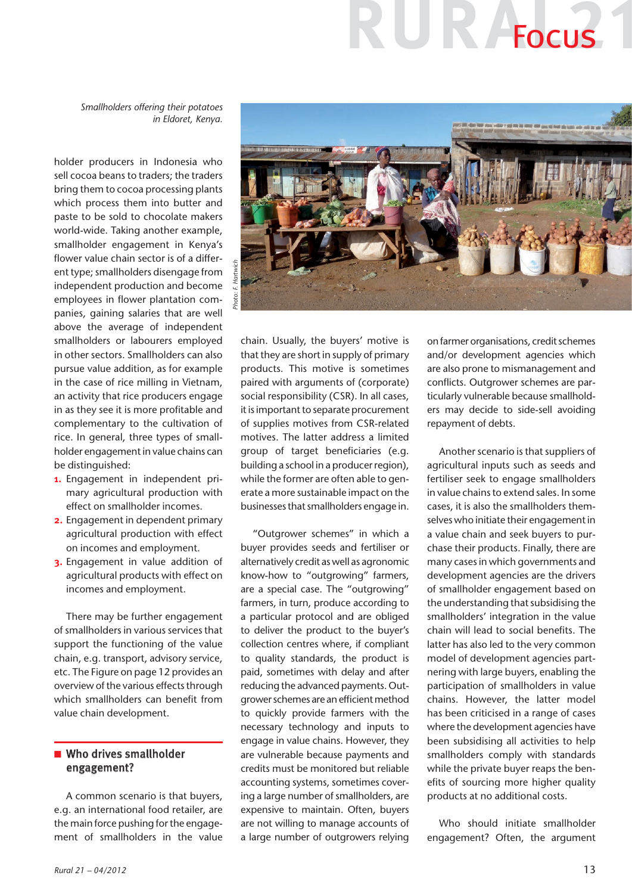*Smallholders offering their potatoes in Eldoret, Kenya.*

*Photo: F. Hartwich*

holder producers in Indonesia who sell cocoa beans to traders; the traders bring them to cocoa processing plants which process them into butter and paste to be sold to chocolate makers world-wide. Taking another example, smallholder engagement in Kenya's flower value chain sector is of a different type; smallholders disengage from independent production and become employees in flower plantation companies, gaining salaries that are well above the average of independent smallholders or labourers employed in other sectors. Smallholders can also pursue value addition, as for example in the case of rice milling in Vietnam, an activity that rice producers engage in as they see it is more profitable and complementary to the cultivation of rice. In general, three types of smallholder engagement in value chains can be distinguished:

1. Engagement in independent primary agricultural production with effect on smallholder incomes.
2. Engagement in dependent primary agricultural production with effect on incomes and employment.
3. Engagement in value addition of agricultural products with effect on incomes and employment.

There may be further engagement of smallholders in various services that support the functioning of the value chain, e.g. transport, advisory service, etc. The Figure on page 12 provides an overview of the various effects through which smallholders can benefit from value chain development.

## Who drives smallholder engagement?

A common scenario is that buyers, e.g. an international food retailer, are the main force pushing for the engagement of smallholders in the value chain. Usually, the buyers' motive is that they are short in supply of primary products. This motive is sometimes paired with arguments of (corporate) social responsibility (CSR). In all cases, it is important to separate procurement of supplies motives from CSR-related motives. The latter address a limited group of target beneficiaries (e.g. building a school in a producer region), while the former are often able to generate a more sustainable impact on the businesses that smallholders engage in.

"Outgrower schemes" in which a buyer provides seeds and fertiliser or alternatively credit as well as agronomic know-how to "outgrowing" farmers, are a special case. The "outgrowing" farmers, in turn, produce according to a particular protocol and are obliged to deliver the product to the buyer's collection centres where, if compliant to quality standards, the product is paid, sometimes with delay and after reducing the advanced payments. Outgrower schemes are an efficient method to quickly provide farmers with the necessary technology and inputs to engage in value chains. However, they are vulnerable because payments and credits must be monitored but reliable accounting systems, sometimes covering a large number of smallholders, are expensive to maintain. Often, buyers are not willing to manage accounts of a large number of outgrowers relying on farmer organisations, credit schemes and/or development agencies which are also prone to mismanagement and conflicts. Outgrower schemes are particularly vulnerable because smallholders may decide to side-sell avoiding repayment of debts.

Another scenario is that suppliers of agricultural inputs such as seeds and fertiliser seek to engage smallholders in value chains to extend sales. In some cases, it is also the smallholders themselves who initiate their engagement in a value chain and seek buyers to purchase their products. Finally, there are many cases in which governments and development agencies are the drivers of smallholder engagement based on the understanding that subsidising the smallholders' integration in the value chain will lead to social benefits. The latter has also led to the very common model of development agencies partnering with large buyers, enabling the participation of smallholders in value chains. However, the latter model has been criticised in a range of cases where the development agencies have been subsidising all activities to help smallholders comply with standards while the private buyer reaps the benefits of sourcing more higher quality products at no additional costs.

Who should initiate smallholder engagement? Often, the argument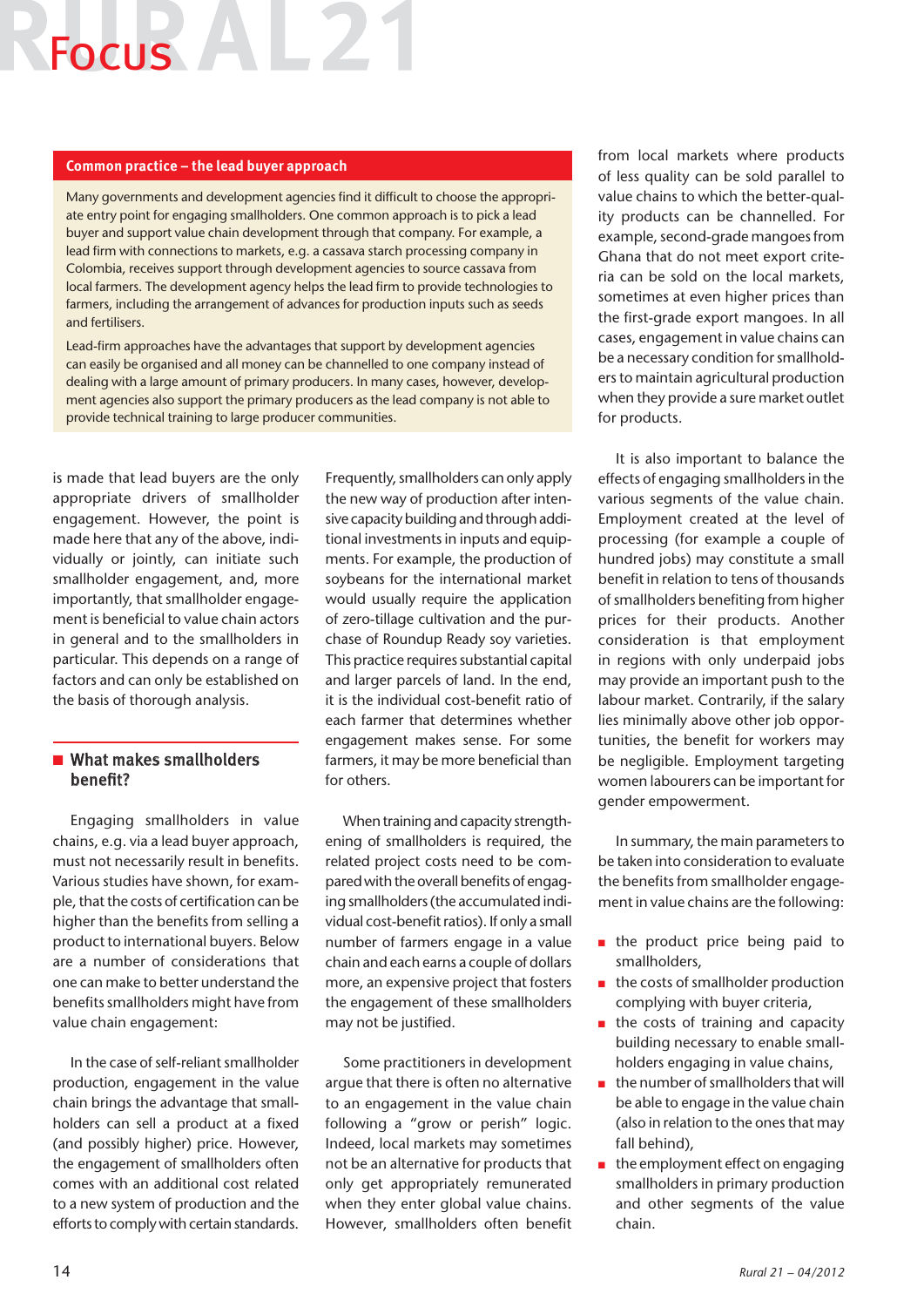## Common practice – the lead buyer approach

Many governments and development agencies find it difficult to choose the appropriate entry point for engaging smallholders. One common approach is to pick a lead buyer and support value chain development through that company. For example, a lead firm with connections to markets, e.g. a cassava starch processing company in Colombia, receives support through development agencies to source cassava from local farmers. The development agency helps the lead firm to provide technologies to farmers, including the arrangement of advances for production inputs such as seeds and fertilisers.

Lead-firm approaches have the advantages that support by development agencies can easily be organised and all money can be channelled to one company instead of dealing with a large amount of primary producers. In many cases, however, development agencies also support the primary producers as the lead company is not able to provide technical training to large producer communities.

is made that lead buyers are the only appropriate drivers of smallholder engagement. However, the point is made here that any of the above, individually or jointly, can initiate such smallholder engagement, and, more importantly, that smallholder engagement is beneficial to value chain actors in general and to the smallholders in particular. This depends on a range of factors and can only be established on the basis of thorough analysis.

## What makes smallholders benefit?

Engaging smallholders in value chains, e.g. via a lead buyer approach, must not necessarily result in benefits. Various studies have shown, for example, that the costs of certification can be higher than the benefits from selling a product to international buyers. Below are a number of considerations that one can make to better understand the benefits smallholders might have from value chain engagement:

In the case of self-reliant smallholder production, engagement in the value chain brings the advantage that smallholders can sell a product at a fixed (and possibly higher) price. However, the engagement of smallholders often comes with an additional cost related to a new system of production and the efforts to comply with certain standards. Frequently, smallholders can only apply the new way of production after intensive capacity building and through additional investments in inputs and equipments. For example, the production of soybeans for the international market would usually require the application of zero-tillage cultivation and the purchase of Roundup Ready soy varieties. This practice requires substantial capital and larger parcels of land. In the end, it is the individual cost-benefit ratio of each farmer that determines whether engagement makes sense. For some farmers, it may be more beneficial than for others.

When training and capacity strengthening of smallholders is required, the related project costs need to be compared with the overall benefits of engaging smallholders (the accumulated individual cost-benefit ratios). If only a small number of farmers engage in a value chain and each earns a couple of dollars more, an expensive project that fosters the engagement of these smallholders may not be justified.

Some practitioners in development argue that there is often no alternative to an engagement in the value chain following a "grow or perish" logic. Indeed, local markets may sometimes not be an alternative for products that only get appropriately remunerated when they enter global value chains. However, smallholders often benefit from local markets where products of less quality can be sold parallel to value chains to which the better-quality products can be channelled. For example, second-grade mangoes from Ghana that do not meet export criteria can be sold on the local markets, sometimes at even higher prices than the first-grade export mangoes. In all cases, engagement in value chains can be a necessary condition for smallholders to maintain agricultural production when they provide a sure market outlet for products.

It is also important to balance the effects of engaging smallholders in the various segments of the value chain. Employment created at the level of processing (for example a couple of hundred jobs) may constitute a small benefit in relation to tens of thousands of smallholders benefiting from higher prices for their products. Another consideration is that employment in regions with only underpaid jobs may provide an important push to the labour market. Contrarily, if the salary lies minimally above other job opportunities, the benefit for workers may be negligible. Employment targeting women labourers can be important for gender empowerment.

In summary, the main parameters to be taken into consideration to evaluate the benefits from smallholder engagement in value chains are the following:

- the product price being paid to smallholders,
- the costs of smallholder production complying with buyer criteria,
- the costs of training and capacity building necessary to enable smallholders engaging in value chains,
- the number of smallholders that will be able to engage in the value chain (also in relation to the ones that may fall behind),
- the employment effect on engaging smallholders in primary production and other segments of the value chain.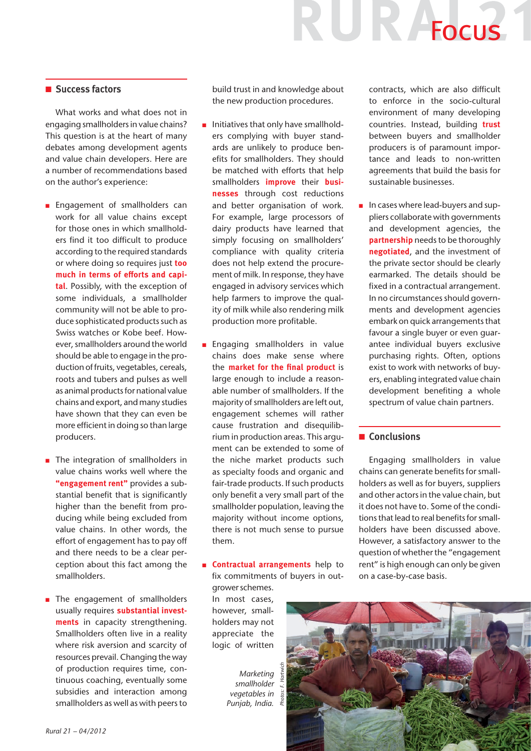## Success factors

What works and what does not in engaging smallholders in value chains? This question is at the heart of many debates among development agents and value chain developers. Here are a number of recommendations based on the author's experience:

- Engagement of smallholders can work for all value chains except for those ones in which smallholders find it too difficult to produce according to the required standards or where doing so requires just **too much in terms of efforts and capital**. Possibly, with the exception of some individuals, a smallholder community will not be able to produce sophisticated products such as Swiss watches or Kobe beef. However, smallholders around the world should be able to engage in the production of fruits, vegetables, cereals, roots and tubers and pulses as well as animal products for national value chains and export, and many studies have shown that they can even be more efficient in doing so than large producers.
- The integration of smallholders in value chains works well where the **"engagement rent"** provides a substantial benefit that is significantly higher than the benefit from producing while being excluded from value chains. In other words, the effort of engagement has to pay off and there needs to be a clear perception about this fact among the smallholders.
- The engagement of smallholders usually requires **substantial investments** in capacity strengthening. Smallholders often live in a reality where risk aversion and scarcity of resources prevail. Changing the way of production requires time, continuous coaching, eventually some subsidies and interaction among smallholders as well as with peers to build trust in and knowledge about the new production procedures.
- Initiatives that only have smallholders complying with buyer standards are unlikely to produce benefits for smallholders. They should be matched with efforts that help smallholders **improve** their **businesses** through cost reductions and better organisation of work. For example, large processors of dairy products have learned that simply focusing on smallholders' compliance with quality criteria does not help extend the procurement of milk. In response, they have engaged in advisory services which help farmers to improve the quality of milk while also rendering milk production more profitable.
- Engaging smallholders in value chains does make sense where the **market for the final product** is large enough to include a reasonable number of smallholders. If the majority of smallholders are left out, engagement schemes will rather cause frustration and disequilibrium in production areas. This argument can be extended to some of the niche market products such as specialty foods and organic and fair-trade products. If such products only benefit a very small part of the smallholder population, leaving the majority without income options, there is not much sense to pursue them.
- **Contractual arrangements** help to fix commitments of buyers in outgrower schemes. In most cases, however, smallholders may not appreciate the logic of written contracts, which are also difficult to enforce in the socio-cultural environment of many developing countries. Instead, building **trust** between buyers and smallholder producers is of paramount importance and leads to non-written agreements that build the basis for sustainable businesses.
- In cases where lead-buyers and suppliers collaborate with governments and development agencies, the **partnership** needs to be thoroughly **negotiated**, and the investment of the private sector should be clearly earmarked. The details should be fixed in a contractual arrangement. In no circumstances should governments and development agencies embark on quick arrangements that favour a single buyer or even guarantee individual buyers exclusive purchasing rights. Often, options exist to work with networks of buyers, enabling integrated value chain development benefiting a whole spectrum of value chain partners.

## Conclusions

Engaging smallholders in value chains can generate benefits for smallholders as well as for buyers, suppliers and other actors in the value chain, but it does not have to. Some of the conditions that lead to real benefits for smallholders have been discussed above. However, a satisfactory answer to the question of whether the "engagement rent" is high enough can only be given on a case-by-case basis.

*Marketing smallholder vegetables in Punjab, India.*

*Photos: F. Hartwich*